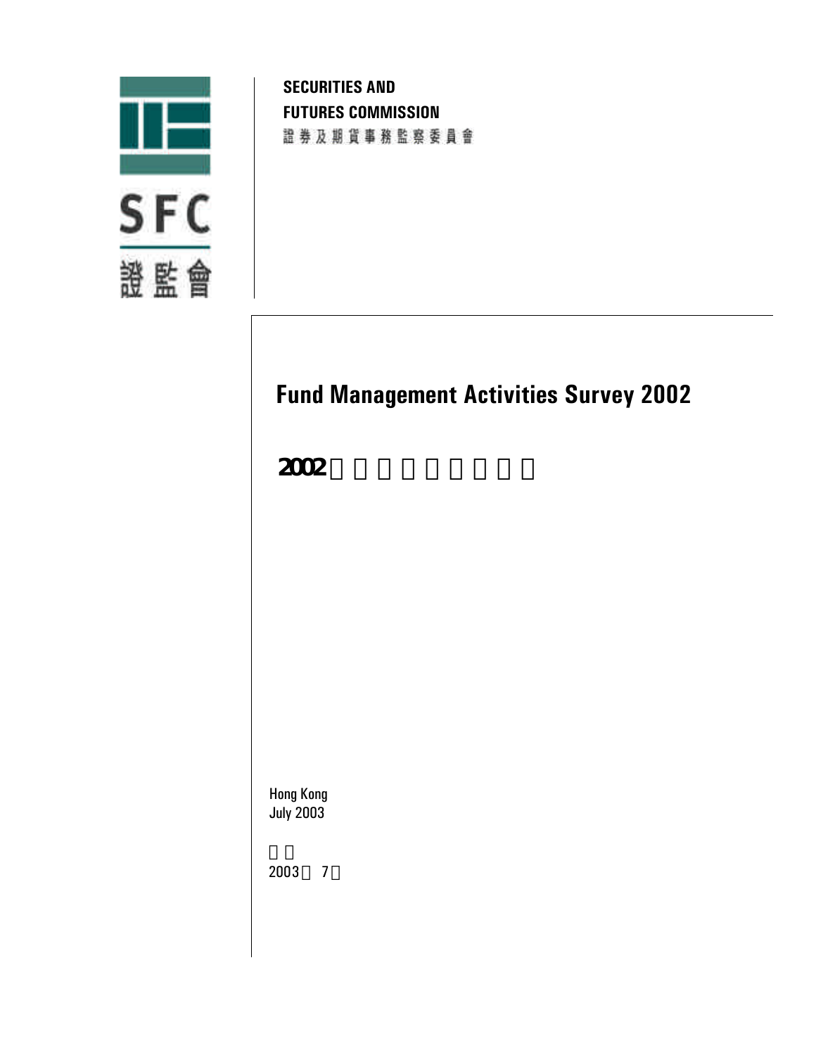SFC

證監會

**SECURITIES AND FUTURES COMMISSION**

證券及期貨事務監察委員會

# Fund Management Activities Survey 2002

# 2002

Hong Kong
July 2003

2003 7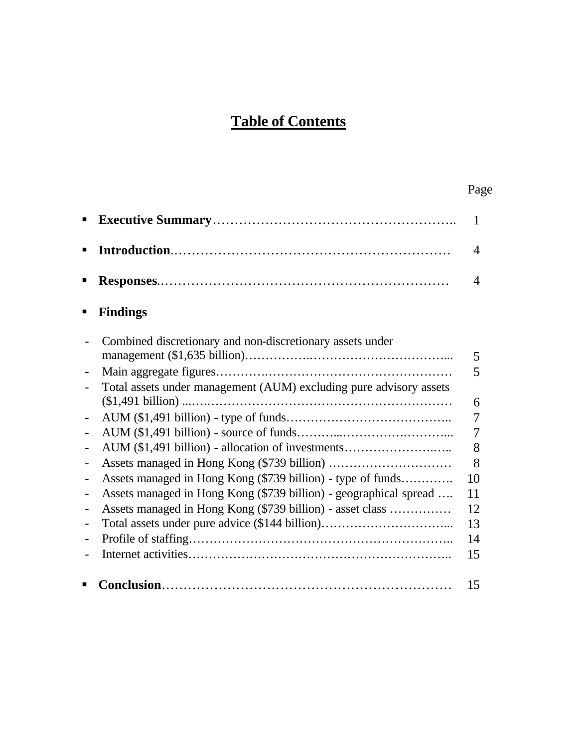# Table of Contents

| | Page |
|---|---|
| ▪ **Executive Summary** | 1 |
| ▪ **Introduction** | 4 |
| ▪ **Responses** | 4 |
| ▪ **Findings** | |
| - Combined discretionary and non-discretionary assets under management ($1,635 billion) | 5 |
| - Main aggregate figures | 5 |
| - Total assets under management (AUM) excluding pure advisory assets ($1,491 billion) | 6 |
| - AUM ($1,491 billion) - type of funds | 7 |
| - AUM ($1,491 billion) - source of funds | 7 |
| - AUM ($1,491 billion) - allocation of investments | 8 |
| - Assets managed in Hong Kong ($739 billion) | 8 |
| - Assets managed in Hong Kong ($739 billion) - type of funds | 10 |
| - Assets managed in Hong Kong ($739 billion) - geographical spread | 11 |
| - Assets managed in Hong Kong ($739 billion) - asset class | 12 |
| - Total assets under pure advice ($144 billion) | 13 |
| - Profile of staffing | 14 |
| - Internet activities | 15 |
| ▪ **Conclusion** | 15 |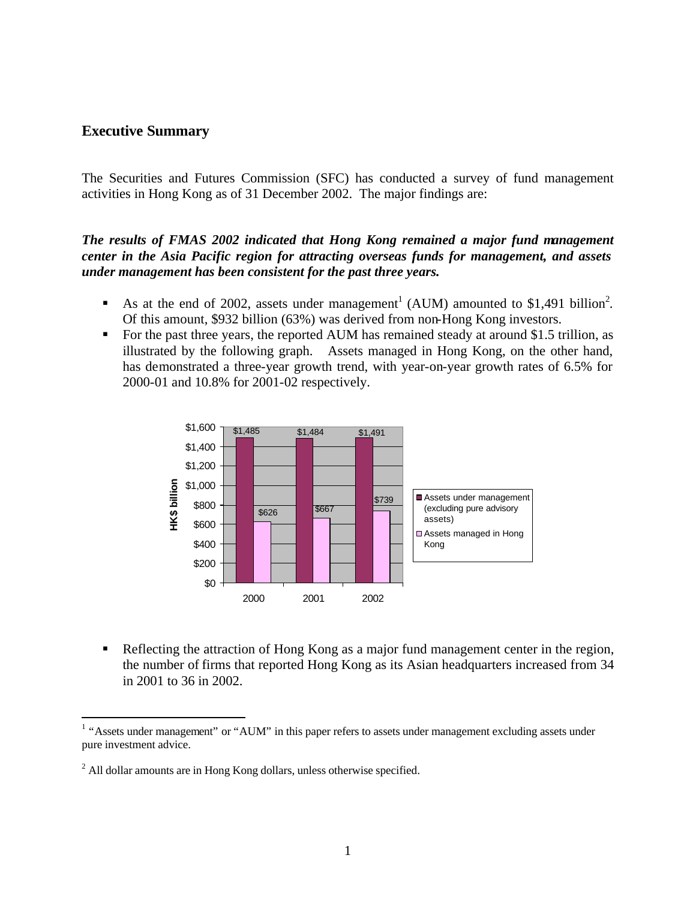## Executive Summary

The Securities and Futures Commission (SFC) has conducted a survey of fund management activities in Hong Kong as of 31 December 2002. The major findings are:

***The results of FMAS 2002 indicated that Hong Kong remained a major fund management center in the Asia Pacific region for attracting overseas funds for management, and assets under management has been consistent for the past three years.***

- As at the end of 2002, assets under management[1] (AUM) amounted to $1,491 billion[2]. Of this amount, $932 billion (63%) was derived from non-Hong Kong investors.
- For the past three years, the reported AUM has remained steady at around $1.5 trillion, as illustrated by the following graph. Assets managed in Hong Kong, on the other hand, has demonstrated a three-year growth trend, with year-on-year growth rates of 6.5% for 2000-01 and 10.8% for 2001-02 respectively.

HK$ billion

$1,600
$1,400
$1,200
$1,000
$800
$600
$400
$200
$0

2000: $1,485 / $626
2001: $1,484 / $667
2002: $1,491 / $739

Assets under management (excluding pure advisory assets)
Assets managed in Hong Kong

- Reflecting the attraction of Hong Kong as a major fund management center in the region, the number of firms that reported Hong Kong as its Asian headquarters increased from 34 in 2001 to 36 in 2002.

---

[1] "Assets under management" or "AUM" in this paper refers to assets under management excluding assets under pure investment advice.

[2] All dollar amounts are in Hong Kong dollars, unless otherwise specified.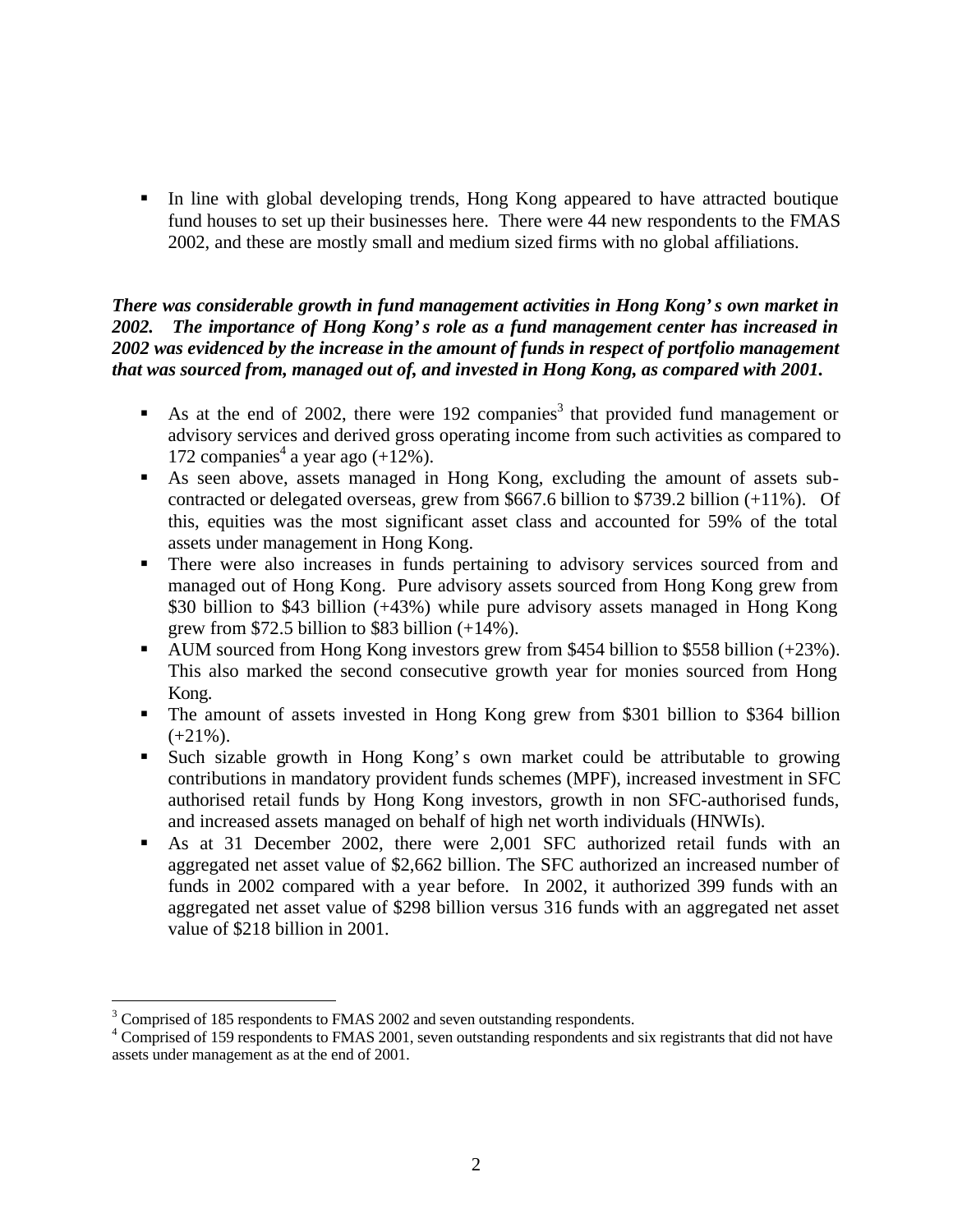- In line with global developing trends, Hong Kong appeared to have attracted boutique fund houses to set up their businesses here. There were 44 new respondents to the FMAS 2002, and these are mostly small and medium sized firms with no global affiliations.

***There was considerable growth in fund management activities in Hong Kong's own market in 2002. The importance of Hong Kong's role as a fund management center has increased in 2002 was evidenced by the increase in the amount of funds in respect of portfolio management that was sourced from, managed out of, and invested in Hong Kong, as compared with 2001.***

- As at the end of 2002, there were 192 companies[3] that provided fund management or advisory services and derived gross operating income from such activities as compared to 172 companies[4] a year ago (+12%).
- As seen above, assets managed in Hong Kong, excluding the amount of assets sub-contracted or delegated overseas, grew from $667.6 billion to $739.2 billion (+11%). Of this, equities was the most significant asset class and accounted for 59% of the total assets under management in Hong Kong.
- There were also increases in funds pertaining to advisory services sourced from and managed out of Hong Kong. Pure advisory assets sourced from Hong Kong grew from $30 billion to $43 billion (+43%) while pure advisory assets managed in Hong Kong grew from $72.5 billion to $83 billion (+14%).
- AUM sourced from Hong Kong investors grew from $454 billion to $558 billion (+23%). This also marked the second consecutive growth year for monies sourced from Hong Kong.
- The amount of assets invested in Hong Kong grew from $301 billion to $364 billion (+21%).
- Such sizable growth in Hong Kong's own market could be attributable to growing contributions in mandatory provident funds schemes (MPF), increased investment in SFC authorised retail funds by Hong Kong investors, growth in non SFC-authorised funds, and increased assets managed on behalf of high net worth individuals (HNWIs).
- As at 31 December 2002, there were 2,001 SFC authorized retail funds with an aggregated net asset value of $2,662 billion. The SFC authorized an increased number of funds in 2002 compared with a year before. In 2002, it authorized 399 funds with an aggregated net asset value of $298 billion versus 316 funds with an aggregated net asset value of $218 billion in 2001.

---

[3] Comprised of 185 respondents to FMAS 2002 and seven outstanding respondents.

[4] Comprised of 159 respondents to FMAS 2001, seven outstanding respondents and six registrants that did not have assets under management as at the end of 2001.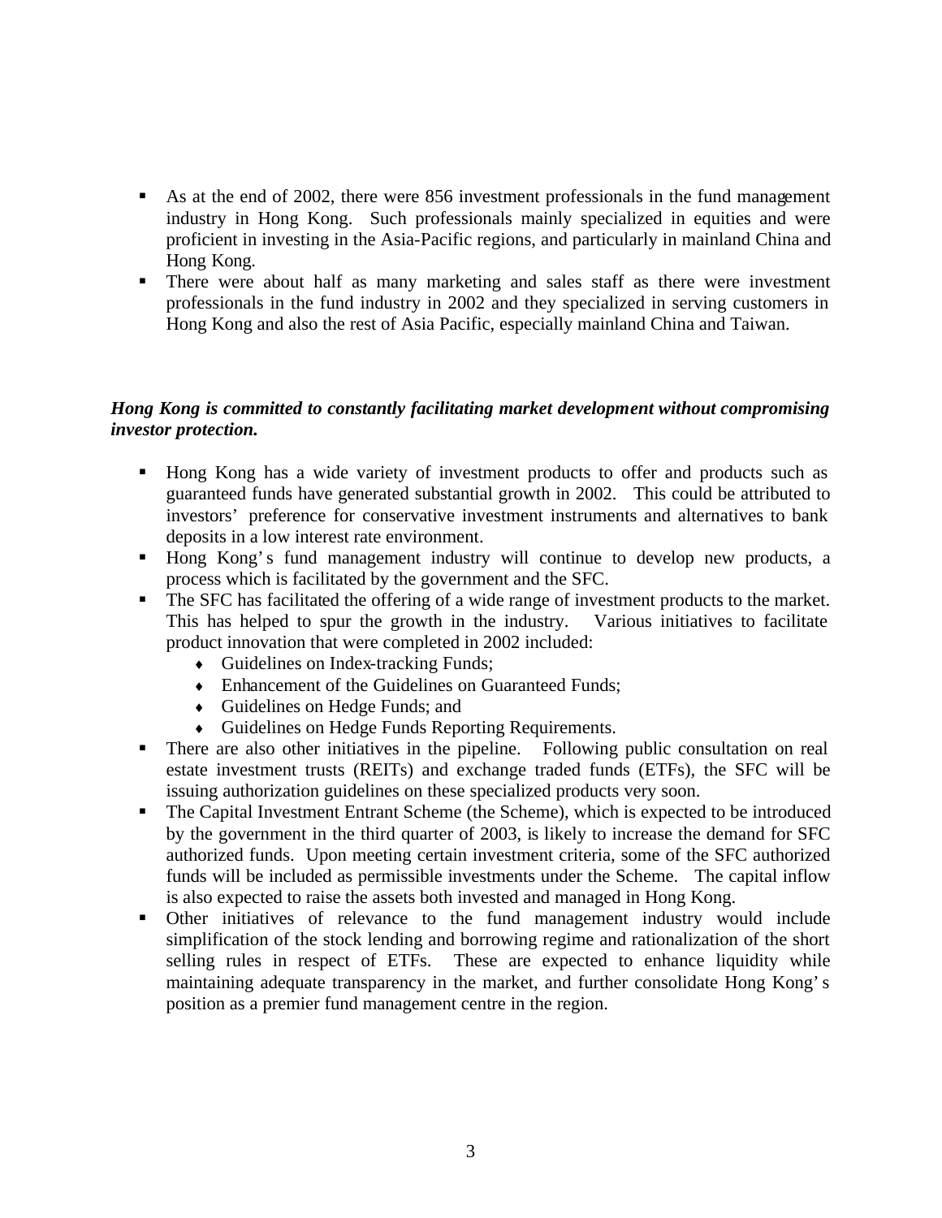- As at the end of 2002, there were 856 investment professionals in the fund management industry in Hong Kong. Such professionals mainly specialized in equities and were proficient in investing in the Asia-Pacific regions, and particularly in mainland China and Hong Kong.
- There were about half as many marketing and sales staff as there were investment professionals in the fund industry in 2002 and they specialized in serving customers in Hong Kong and also the rest of Asia Pacific, especially mainland China and Taiwan.

***Hong Kong is committed to constantly facilitating market development without compromising investor protection.***

- Hong Kong has a wide variety of investment products to offer and products such as guaranteed funds have generated substantial growth in 2002. This could be attributed to investors' preference for conservative investment instruments and alternatives to bank deposits in a low interest rate environment.
- Hong Kong's fund management industry will continue to develop new products, a process which is facilitated by the government and the SFC.
- The SFC has facilitated the offering of a wide range of investment products to the market. This has helped to spur the growth in the industry. Various initiatives to facilitate product innovation that were completed in 2002 included:
  - Guidelines on Index-tracking Funds;
  - Enhancement of the Guidelines on Guaranteed Funds;
  - Guidelines on Hedge Funds; and
  - Guidelines on Hedge Funds Reporting Requirements.
- There are also other initiatives in the pipeline. Following public consultation on real estate investment trusts (REITs) and exchange traded funds (ETFs), the SFC will be issuing authorization guidelines on these specialized products very soon.
- The Capital Investment Entrant Scheme (the Scheme), which is expected to be introduced by the government in the third quarter of 2003, is likely to increase the demand for SFC authorized funds. Upon meeting certain investment criteria, some of the SFC authorized funds will be included as permissible investments under the Scheme. The capital inflow is also expected to raise the assets both invested and managed in Hong Kong.
- Other initiatives of relevance to the fund management industry would include simplification of the stock lending and borrowing regime and rationalization of the short selling rules in respect of ETFs. These are expected to enhance liquidity while maintaining adequate transparency in the market, and further consolidate Hong Kong's position as a premier fund management centre in the region.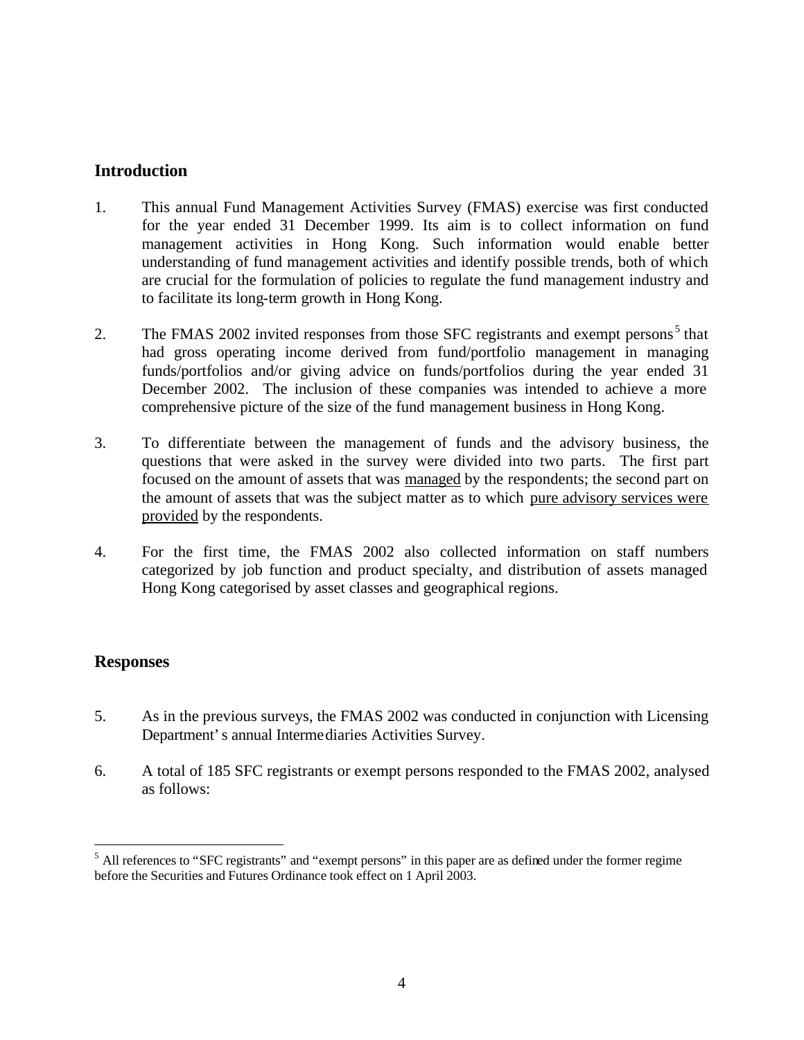## Introduction

1. This annual Fund Management Activities Survey (FMAS) exercise was first conducted for the year ended 31 December 1999. Its aim is to collect information on fund management activities in Hong Kong. Such information would enable better understanding of fund management activities and identify possible trends, both of which are crucial for the formulation of policies to regulate the fund management industry and to facilitate its long-term growth in Hong Kong.

2. The FMAS 2002 invited responses from those SFC registrants and exempt persons[5] that had gross operating income derived from fund/portfolio management in managing funds/portfolios and/or giving advice on funds/portfolios during the year ended 31 December 2002. The inclusion of these companies was intended to achieve a more comprehensive picture of the size of the fund management business in Hong Kong.

3. To differentiate between the management of funds and the advisory business, the questions that were asked in the survey were divided into two parts. The first part focused on the amount of assets that was managed by the respondents; the second part on the amount of assets that was the subject matter as to which pure advisory services were provided by the respondents.

4. For the first time, the FMAS 2002 also collected information on staff numbers categorized by job function and product specialty, and distribution of assets managed Hong Kong categorised by asset classes and geographical regions.

## Responses

5. As in the previous surveys, the FMAS 2002 was conducted in conjunction with Licensing Department's annual Intermediaries Activities Survey.

6. A total of 185 SFC registrants or exempt persons responded to the FMAS 2002, analysed as follows:

[5] All references to "SFC registrants" and "exempt persons" in this paper are as defined under the former regime before the Securities and Futures Ordinance took effect on 1 April 2003.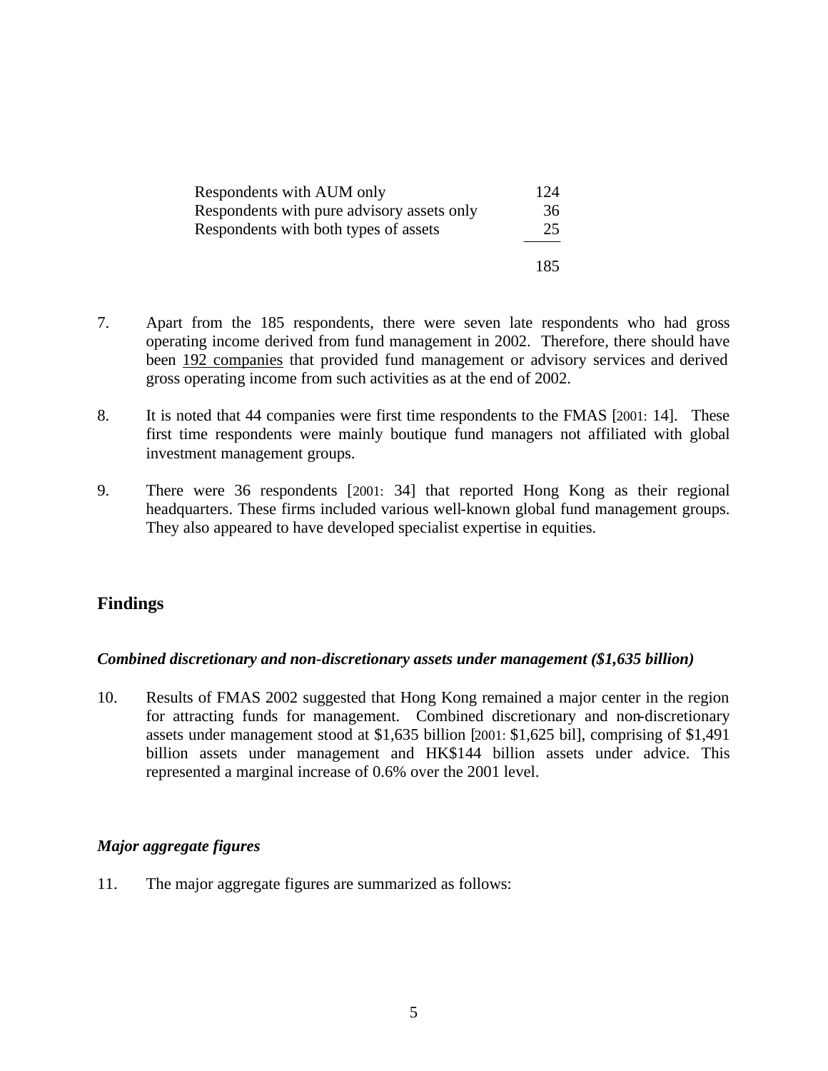| | |
|---|---|
| Respondents with AUM only | 124 |
| Respondents with pure advisory assets only | 36 |
| Respondents with both types of assets | 25 |
| | 185 |

7. Apart from the 185 respondents, there were seven late respondents who had gross operating income derived from fund management in 2002. Therefore, there should have been 192 companies that provided fund management or advisory services and derived gross operating income from such activities as at the end of 2002.

8. It is noted that 44 companies were first time respondents to the FMAS [2001: 14]. These first time respondents were mainly boutique fund managers not affiliated with global investment management groups.

9. There were 36 respondents [2001: 34] that reported Hong Kong as their regional headquarters. These firms included various well-known global fund management groups. They also appeared to have developed specialist expertise in equities.

## Findings

### *Combined discretionary and non-discretionary assets under management ($1,635 billion)*

10. Results of FMAS 2002 suggested that Hong Kong remained a major center in the region for attracting funds for management. Combined discretionary and non-discretionary assets under management stood at $1,635 billion [2001: $1,625 bil], comprising of $1,491 billion assets under management and HK$144 billion assets under advice. This represented a marginal increase of 0.6% over the 2001 level.

### *Major aggregate figures*

11. The major aggregate figures are summarized as follows: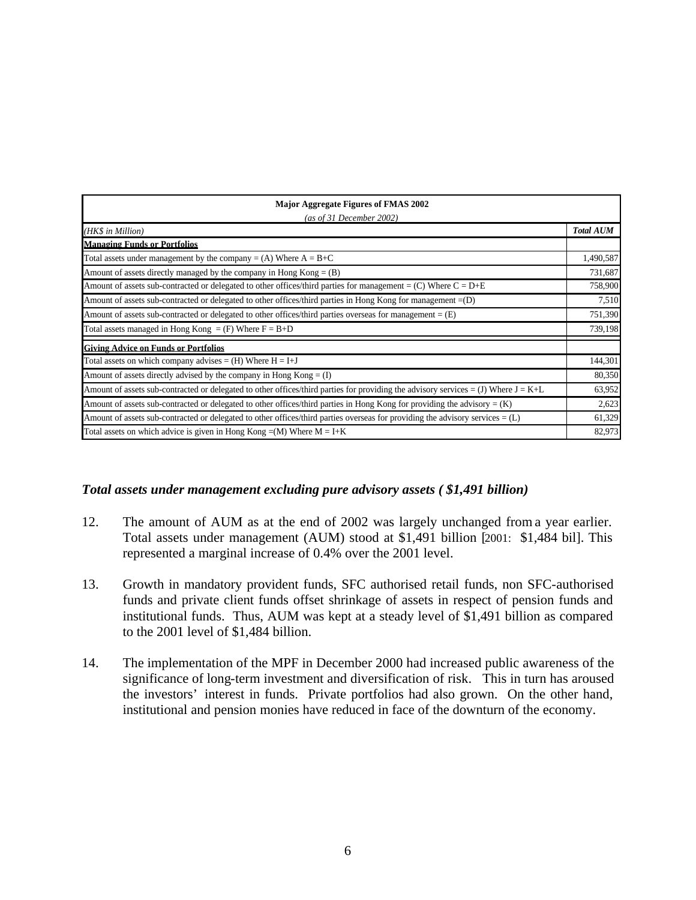| Major Aggregate Figures of FMAS 2002<br>*(as of 31 December 2002)* | |
|---|---|
| *(HK$ in Million)* | ***Total AUM*** |
| **Managing Funds or Portfolios** | |
| Total assets under management by the company = (A) Where A = B+C | 1,490,587 |
| Amount of assets directly managed by the company in Hong Kong = (B) | 731,687 |
| Amount of assets sub-contracted or delegated to other offices/third parties for management = (C) Where C = D+E | 758,900 |
| Amount of assets sub-contracted or delegated to other offices/third parties in Hong Kong for management =(D) | 7,510 |
| Amount of assets sub-contracted or delegated to other offices/third parties overseas for management = (E) | 751,390 |
| Total assets managed in Hong Kong = (F) Where F = B+D | 739,198 |
| **Giving Advice on Funds or Portfolios** | |
| Total assets on which company advises = (H) Where H = I+J | 144,301 |
| Amount of assets directly advised by the company in Hong Kong = (I) | 80,350 |
| Amount of assets sub-contracted or delegated to other offices/third parties for providing the advisory services = (J) Where J = K+L | 63,952 |
| Amount of assets sub-contracted or delegated to other offices/third parties in Hong Kong for providing the advisory = (K) | 2,623 |
| Amount of assets sub-contracted or delegated to other offices/third parties overseas for providing the advisory services = (L) | 61,329 |
| Total assets on which advice is given in Hong Kong =(M) Where M = I+K | 82,973 |

### *Total assets under management excluding pure advisory assets ( $1,491 billion)*

12. The amount of AUM as at the end of 2002 was largely unchanged from a year earlier. Total assets under management (AUM) stood at $1,491 billion [2001: $1,484 bil]. This represented a marginal increase of 0.4% over the 2001 level.

13. Growth in mandatory provident funds, SFC authorised retail funds, non SFC-authorised funds and private client funds offset shrinkage of assets in respect of pension funds and institutional funds. Thus, AUM was kept at a steady level of $1,491 billion as compared to the 2001 level of $1,484 billion.

14. The implementation of the MPF in December 2000 had increased public awareness of the significance of long-term investment and diversification of risk. This in turn has aroused the investors' interest in funds. Private portfolios had also grown. On the other hand, institutional and pension monies have reduced in face of the downturn of the economy.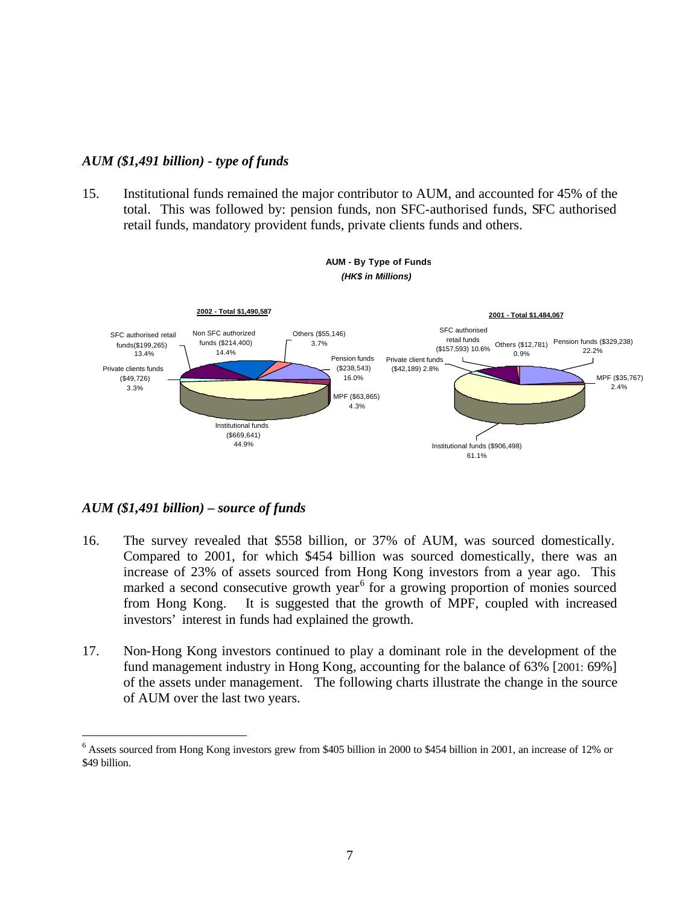### *AUM ($1,491 billion) - type of funds*

15. Institutional funds remained the major contributor to AUM, and accounted for 45% of the total. This was followed by: pension funds, non SFC-authorised funds, SFC authorised retail funds, mandatory provident funds, private clients funds and others.

**AUM - By Type of Funds**
***(HK$ in Millions)***

**2002 - Total $1,490,587**

SFC authorised retail funds($199,265) 13.4%
Non SFC authorized funds ($214,400) 14.4%
Others ($55,146) 3.7%
Pension funds ($238,543) 16.0%
MPF ($63,865) 4.3%
Institutional funds ($669,641) 44.9%
Private clients funds ($49,726) 3.3%

**2001 - Total $1,484,067**

SFC authorised retail funds ($157,593) 10.6%
Others ($12,781) 0.9%
Pension funds ($329,238) 22.2%
MPF ($35,767) 2.4%
Institutional funds ($906,498) 61.1%
Private client funds ($42,189) 2.8%

### *AUM ($1,491 billion) – source of funds*

16. The survey revealed that $558 billion, or 37% of AUM, was sourced domestically. Compared to 2001, for which $454 billion was sourced domestically, there was an increase of 23% of assets sourced from Hong Kong investors from a year ago. This marked a second consecutive growth year[6] for a growing proportion of monies sourced from Hong Kong. It is suggested that the growth of MPF, coupled with increased investors' interest in funds had explained the growth.

17. Non-Hong Kong investors continued to play a dominant role in the development of the fund management industry in Hong Kong, accounting for the balance of 63% [2001: 69%] of the assets under management. The following charts illustrate the change in the source of AUM over the last two years.

---

[6] Assets sourced from Hong Kong investors grew from $405 billion in 2000 to $454 billion in 2001, an increase of 12% or $49 billion.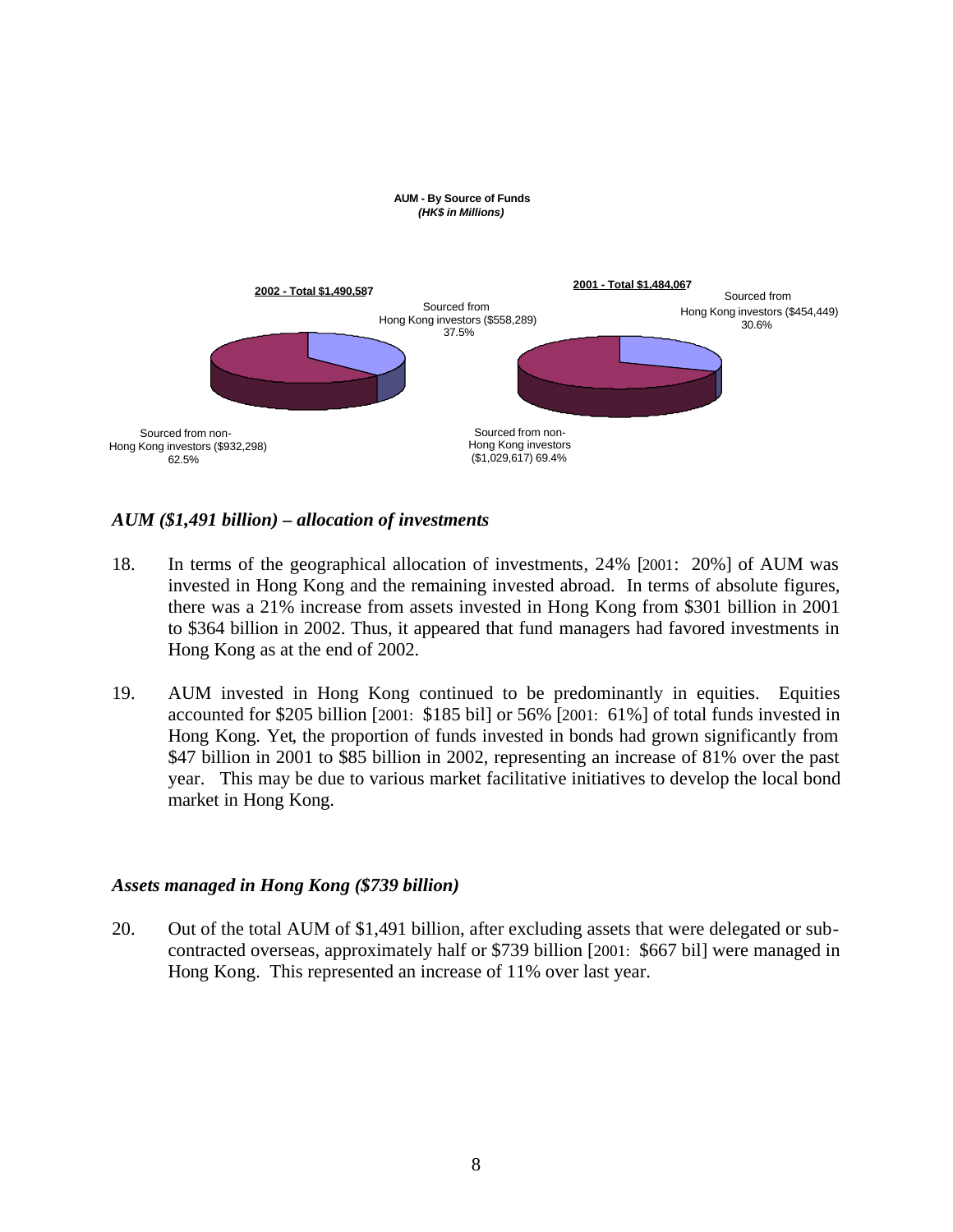**AUM - By Source of Funds**
***(HK$ in Millions)***

**2002 - Total $1,490,587**

Sourced from Hong Kong investors ($558,289) 37.5%

Sourced from non-Hong Kong investors ($932,298) 62.5%

**2001 - Total $1,484,067**

Sourced from Hong Kong investors ($454,449) 30.6%

Sourced from non-Hong Kong investors ($1,029,617) 69.4%

### *AUM ($1,491 billion) – allocation of investments*

18. In terms of the geographical allocation of investments, 24% [2001: 20%] of AUM was invested in Hong Kong and the remaining invested abroad. In terms of absolute figures, there was a 21% increase from assets invested in Hong Kong from $301 billion in 2001 to $364 billion in 2002. Thus, it appeared that fund managers had favored investments in Hong Kong as at the end of 2002.

19. AUM invested in Hong Kong continued to be predominantly in equities. Equities accounted for $205 billion [2001: $185 bil] or 56% [2001: 61%] of total funds invested in Hong Kong. Yet, the proportion of funds invested in bonds had grown significantly from $47 billion in 2001 to $85 billion in 2002, representing an increase of 81% over the past year. This may be due to various market facilitative initiatives to develop the local bond market in Hong Kong.

### *Assets managed in Hong Kong ($739 billion)*

20. Out of the total AUM of $1,491 billion, after excluding assets that were delegated or sub-contracted overseas, approximately half or $739 billion [2001: $667 bil] were managed in Hong Kong. This represented an increase of 11% over last year.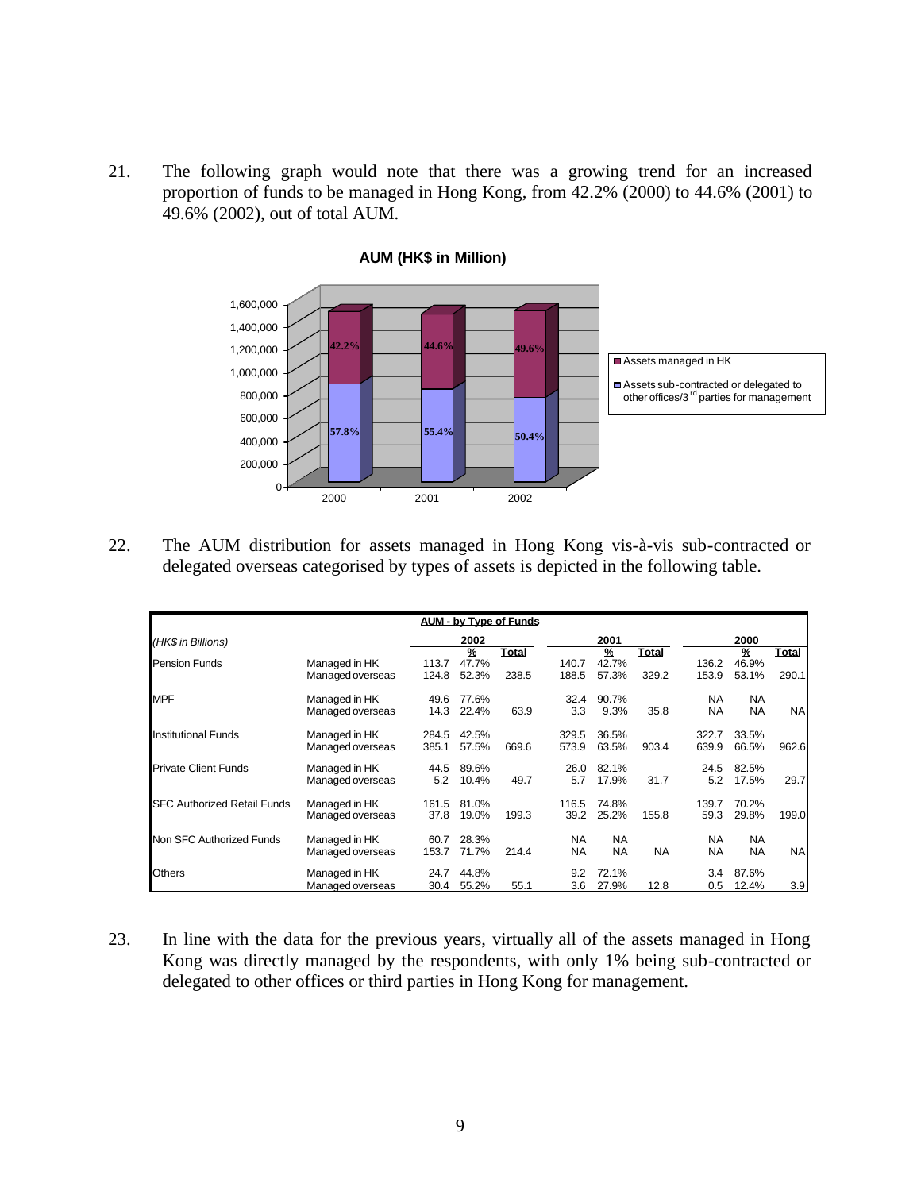21. The following graph would note that there was a growing trend for an increased proportion of funds to be managed in Hong Kong, from 42.2% (2000) to 44.6% (2001) to 49.6% (2002), out of total AUM.

**AUM (HK$ in Million)**

1,600,000
1,400,000
1,200,000
1,000,000
800,000
600,000
400,000
200,000
0

2000 2001 2002

42.2% 44.6% 49.6%

57.8% 55.4% 50.4%

Assets managed in HK

Assets sub-contracted or delegated to other offices/3rd parties for management

22. The AUM distribution for assets managed in Hong Kong vis-à-vis sub-contracted or delegated overseas categorised by types of assets is depicted in the following table.

| AUM - by Type of Funds | | | | | | | | | | |
|---|---|---|---|---|---|---|---|---|---|---|
| *(HK$ in Billions)* | | 2002 | | | 2001 | | | 2000 | | |
| | | | % | Total | | % | Total | | % | Total |
| Pension Funds | Managed in HK | 113.7 | 47.7% | | 140.7 | 42.7% | | 136.2 | 46.9% | |
| | Managed overseas | 124.8 | 52.3% | 238.5 | 188.5 | 57.3% | 329.2 | 153.9 | 53.1% | 290.1 |
| MPF | Managed in HK | 49.6 | 77.6% | | 32.4 | 90.7% | | NA | NA | |
| | Managed overseas | 14.3 | 22.4% | 63.9 | 3.3 | 9.3% | 35.8 | NA | NA | NA |
| Institutional Funds | Managed in HK | 284.5 | 42.5% | | 329.5 | 36.5% | | 322.7 | 33.5% | |
| | Managed overseas | 385.1 | 57.5% | 669.6 | 573.9 | 63.5% | 903.4 | 639.9 | 66.5% | 962.6 |
| Private Client Funds | Managed in HK | 44.5 | 89.6% | | 26.0 | 82.1% | | 24.5 | 82.5% | |
| | Managed overseas | 5.2 | 10.4% | 49.7 | 5.7 | 17.9% | 31.7 | 5.2 | 17.5% | 29.7 |
| SFC Authorized Retail Funds | Managed in HK | 161.5 | 81.0% | | 116.5 | 74.8% | | 139.7 | 70.2% | |
| | Managed overseas | 37.8 | 19.0% | 199.3 | 39.2 | 25.2% | 155.8 | 59.3 | 29.8% | 199.0 |
| Non SFC Authorized Funds | Managed in HK | 60.7 | 28.3% | | NA | NA | | NA | NA | |
| | Managed overseas | 153.7 | 71.7% | 214.4 | NA | NA | NA | NA | NA | NA |
| Others | Managed in HK | 24.7 | 44.8% | | 9.2 | 72.1% | | 3.4 | 87.6% | |
| | Managed overseas | 30.4 | 55.2% | 55.1 | 3.6 | 27.9% | 12.8 | 0.5 | 12.4% | 3.9 |

23. In line with the data for the previous years, virtually all of the assets managed in Hong Kong was directly managed by the respondents, with only 1% being sub-contracted or delegated to other offices or third parties in Hong Kong for management.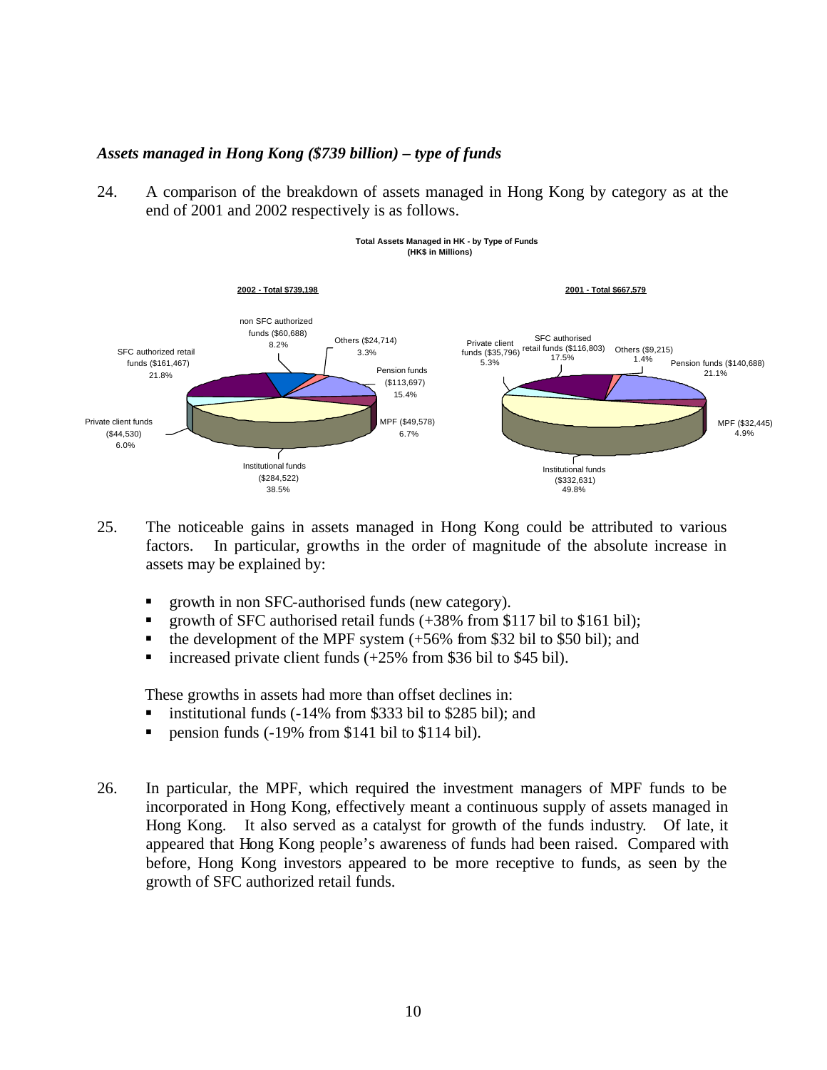*Assets managed in Hong Kong ($739 billion) – type of funds*

24. A comparison of the breakdown of assets managed in Hong Kong by category as at the end of 2001 and 2002 respectively is as follows.

**Total Assets Managed in HK - by Type of Funds (HK$ in Millions)**

**2002 - Total $739,198**

| Type of Funds | HK$ in Millions | % |
|---|---|---|
| non SFC authorized funds | $60,688 | 8.2% |
| Others | $24,714 | 3.3% |
| Pension funds | $113,697 | 15.4% |
| MPF | $49,578 | 6.7% |
| Institutional funds | $284,522 | 38.5% |
| Private client funds | $44,530 | 6.0% |
| SFC authorized retail funds | $161,467 | 21.8% |

**2001 - Total $667,579**

| Type of Funds | HK$ in Millions | % |
|---|---|---|
| Private client funds | $35,796 | 5.3% |
| SFC authorised retail funds | $116,803 | 17.5% |
| Others | $9,215 | 1.4% |
| Pension funds | $140,688 | 21.1% |
| MPF | $32,445 | 4.9% |
| Institutional funds | $332,631 | 49.8% |

25. The noticeable gains in assets managed in Hong Kong could be attributed to various factors. In particular, growths in the order of magnitude of the absolute increase in assets may be explained by:

- growth in non SFC-authorised funds (new category).
- growth of SFC authorised retail funds (+38% from $117 bil to $161 bil);
- the development of the MPF system (+56% from $32 bil to $50 bil); and
- increased private client funds (+25% from $36 bil to $45 bil).

These growths in assets had more than offset declines in:

- institutional funds (-14% from $333 bil to $285 bil); and
- pension funds (-19% from $141 bil to $114 bil).

26. In particular, the MPF, which required the investment managers of MPF funds to be incorporated in Hong Kong, effectively meant a continuous supply of assets managed in Hong Kong. It also served as a catalyst for growth of the funds industry. Of late, it appeared that Hong Kong people's awareness of funds had been raised. Compared with before, Hong Kong investors appeared to be more receptive to funds, as seen by the growth of SFC authorized retail funds.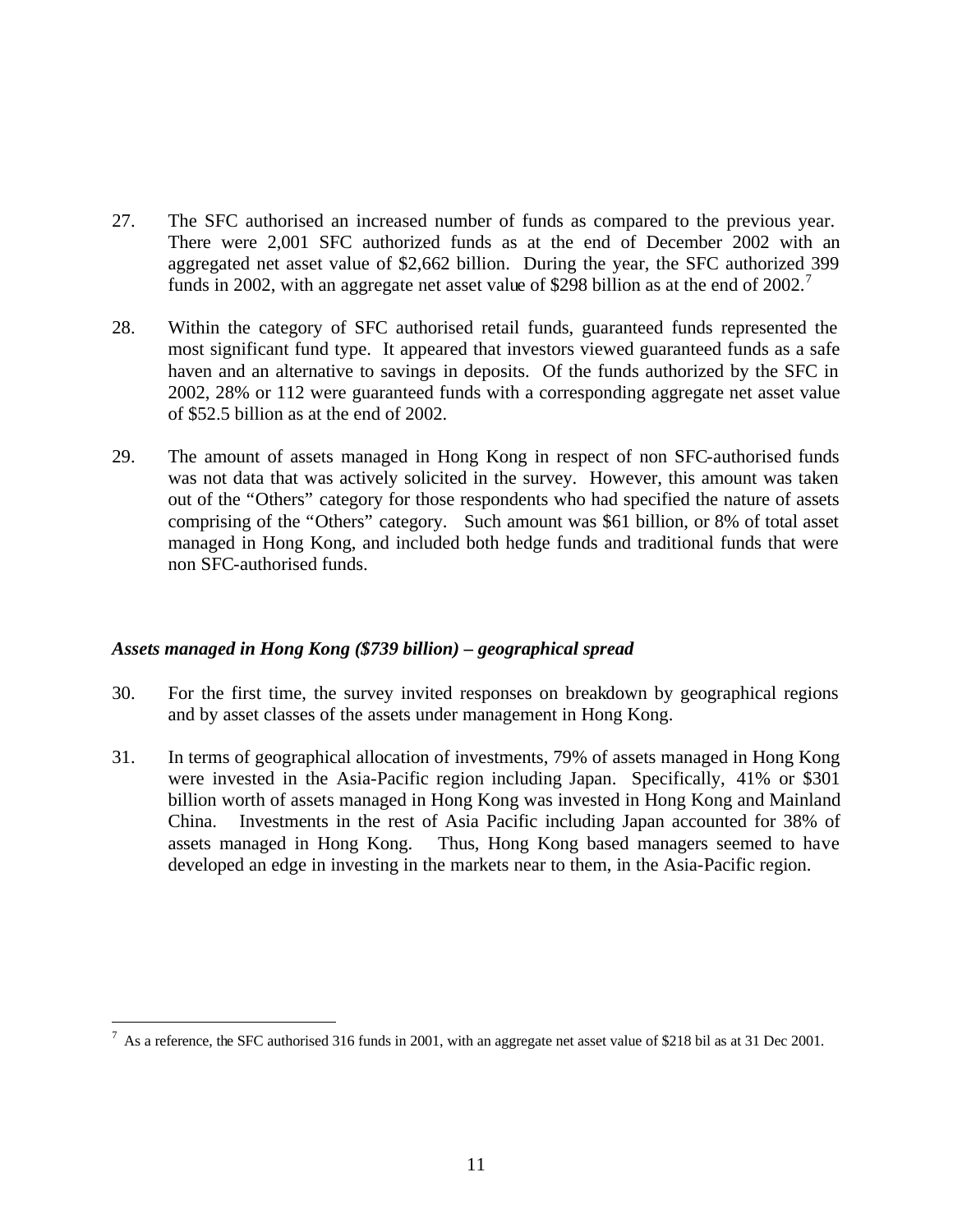27. The SFC authorised an increased number of funds as compared to the previous year. There were 2,001 SFC authorized funds as at the end of December 2002 with an aggregated net asset value of $2,662 billion. During the year, the SFC authorized 399 funds in 2002, with an aggregate net asset value of $298 billion as at the end of 2002.[7]

28. Within the category of SFC authorised retail funds, guaranteed funds represented the most significant fund type. It appeared that investors viewed guaranteed funds as a safe haven and an alternative to savings in deposits. Of the funds authorized by the SFC in 2002, 28% or 112 were guaranteed funds with a corresponding aggregate net asset value of $52.5 billion as at the end of 2002.

29. The amount of assets managed in Hong Kong in respect of non SFC-authorised funds was not data that was actively solicited in the survey. However, this amount was taken out of the "Others" category for those respondents who had specified the nature of assets comprising of the "Others" category. Such amount was $61 billion, or 8% of total asset managed in Hong Kong, and included both hedge funds and traditional funds that were non SFC-authorised funds.

***Assets managed in Hong Kong ($739 billion) – geographical spread***

30. For the first time, the survey invited responses on breakdown by geographical regions and by asset classes of the assets under management in Hong Kong.

31. In terms of geographical allocation of investments, 79% of assets managed in Hong Kong were invested in the Asia-Pacific region including Japan. Specifically, 41% or $301 billion worth of assets managed in Hong Kong was invested in Hong Kong and Mainland China. Investments in the rest of Asia Pacific including Japan accounted for 38% of assets managed in Hong Kong. Thus, Hong Kong based managers seemed to have developed an edge in investing in the markets near to them, in the Asia-Pacific region.

[7] As a reference, the SFC authorised 316 funds in 2001, with an aggregate net asset value of $218 bil as at 31 Dec 2001.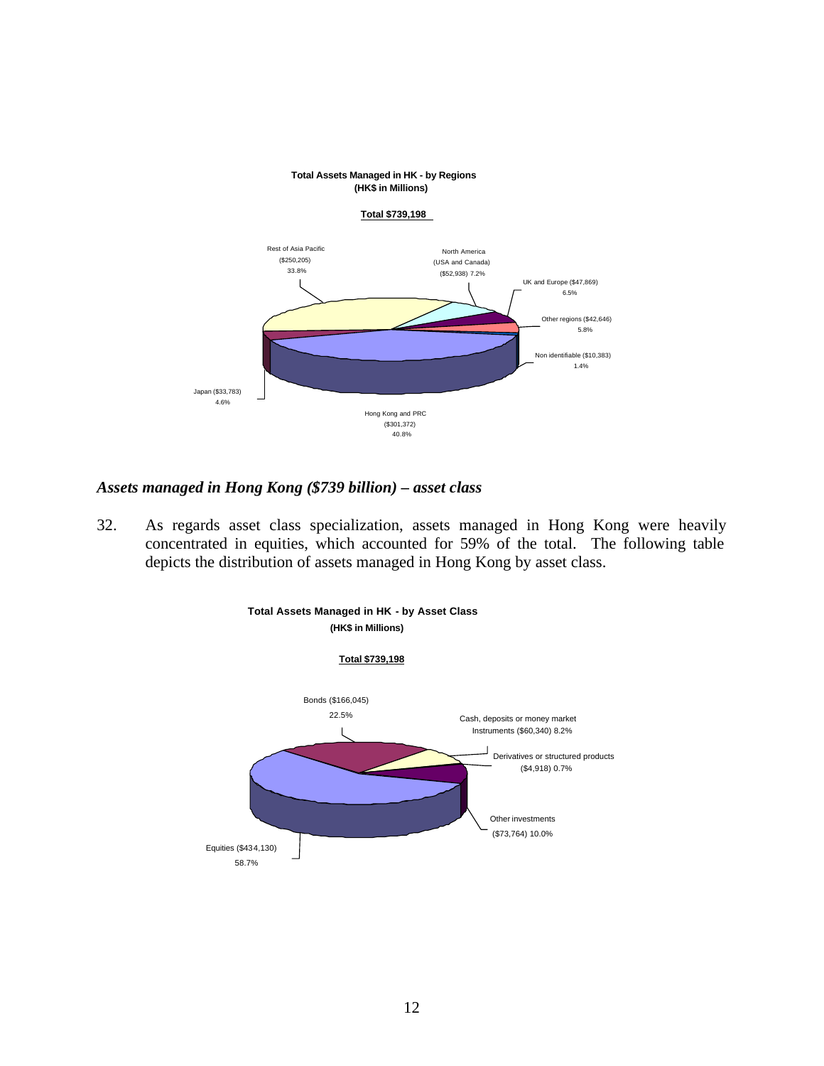**Total Assets Managed in HK - by Regions**
**(HK$ in Millions)**

**Total $739,198**

Rest of Asia Pacific ($250,205) 33.8%

North America (USA and Canada) ($52,938) 7.2%

UK and Europe ($47,869) 6.5%

Other regions ($42,646) 5.8%

Non identifiable ($10,383) 1.4%

Japan ($33,783) 4.6%

Hong Kong and PRC ($301,372) 40.8%

### *Assets managed in Hong Kong ($739 billion) – asset class*

32. As regards asset class specialization, assets managed in Hong Kong were heavily concentrated in equities, which accounted for 59% of the total. The following table depicts the distribution of assets managed in Hong Kong by asset class.

**Total Assets Managed in HK - by Asset Class**
**(HK$ in Millions)**

**Total $739,198**

Bonds ($166,045) 22.5%

Cash, deposits or money market Instruments ($60,340) 8.2%

Derivatives or structured products ($4,918) 0.7%

Other investments ($73,764) 10.0%

Equities ($434,130) 58.7%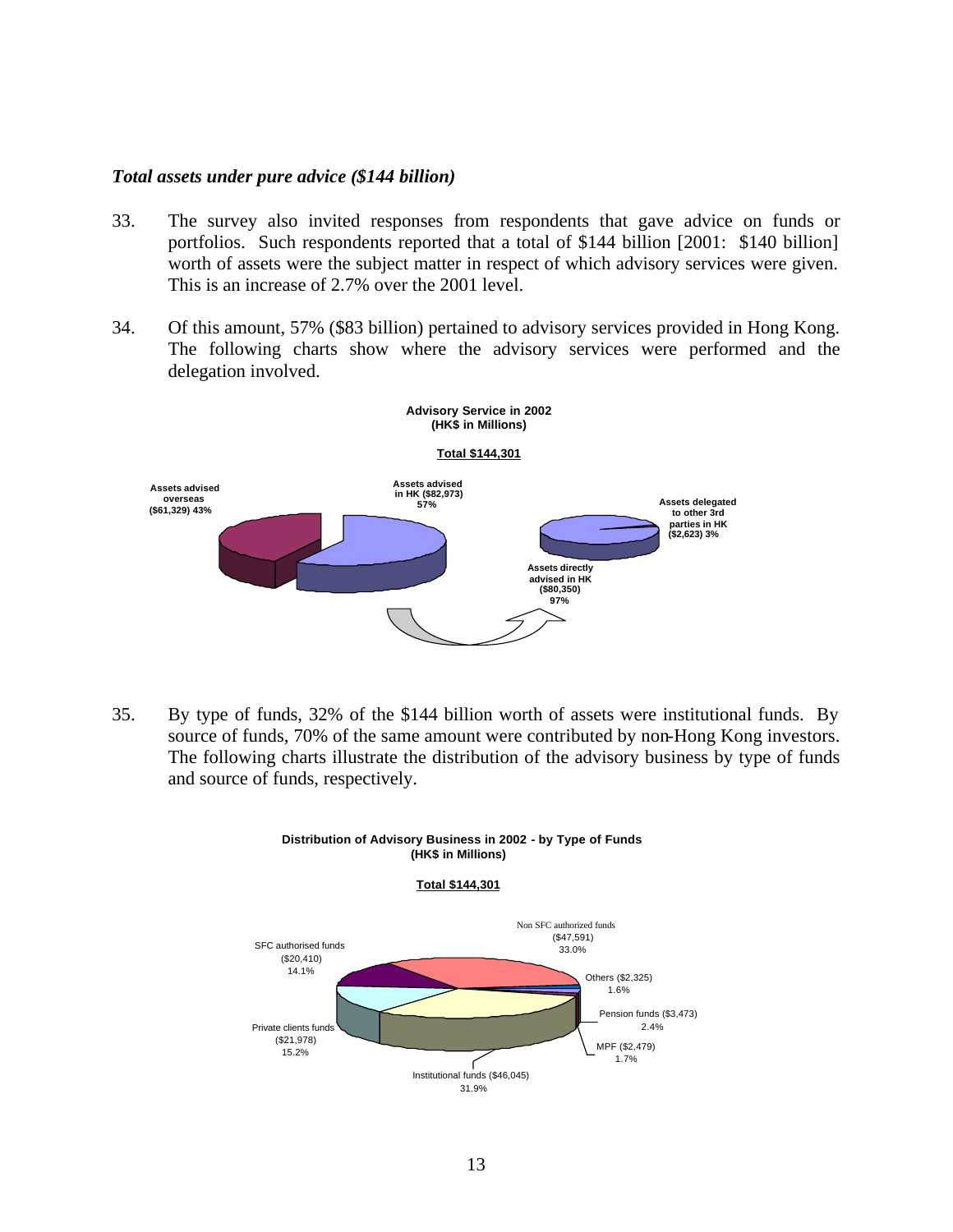*Total assets under pure advice ($144 billion)*

33. The survey also invited responses from respondents that gave advice on funds or portfolios. Such respondents reported that a total of $144 billion [2001: $140 billion] worth of assets were the subject matter in respect of which advisory services were given. This is an increase of 2.7% over the 2001 level.

34. Of this amount, 57% ($83 billion) pertained to advisory services provided in Hong Kong. The following charts show where the advisory services were performed and the delegation involved.

**Advisory Service in 2002**
**(HK$ in Millions)**

**Total $144,301**

Assets advised overseas ($61,329) 43%

Assets advised in HK ($82,973) 57%

Assets delegated to other 3rd parties in HK ($2,623) 3%

Assets directly advised in HK ($80,350) 97%

35. By type of funds, 32% of the $144 billion worth of assets were institutional funds. By source of funds, 70% of the same amount were contributed by non-Hong Kong investors. The following charts illustrate the distribution of the advisory business by type of funds and source of funds, respectively.

**Distribution of Advisory Business in 2002 - by Type of Funds**
**(HK$ in Millions)**

**Total $144,301**

Non SFC authorized funds ($47,591) 33.0%

SFC authorised funds ($20,410) 14.1%

Others ($2,325) 1.6%

Pension funds ($3,473) 2.4%

MPF ($2,479) 1.7%

Private clients funds ($21,978) 15.2%

Institutional funds ($46,045) 31.9%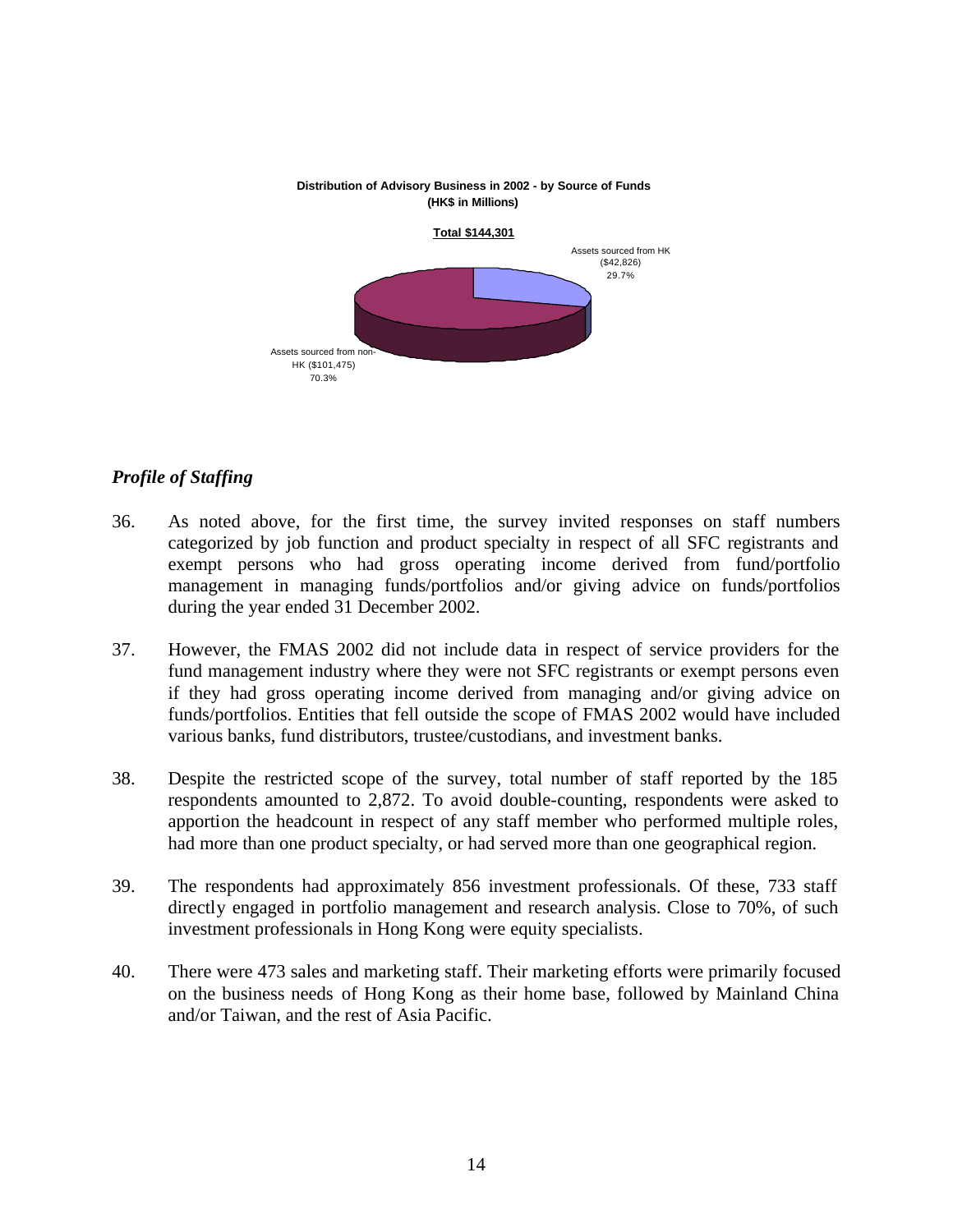**Distribution of Advisory Business in 2002 - by Source of Funds (HK$ in Millions)**

Total $144,301

Assets sourced from HK ($42,826) 29.7%

Assets sourced from non-HK ($101,475) 70.3%

### *Profile of Staffing*

36. As noted above, for the first time, the survey invited responses on staff numbers categorized by job function and product specialty in respect of all SFC registrants and exempt persons who had gross operating income derived from fund/portfolio management in managing funds/portfolios and/or giving advice on funds/portfolios during the year ended 31 December 2002.

37. However, the FMAS 2002 did not include data in respect of service providers for the fund management industry where they were not SFC registrants or exempt persons even if they had gross operating income derived from managing and/or giving advice on funds/portfolios. Entities that fell outside the scope of FMAS 2002 would have included various banks, fund distributors, trustee/custodians, and investment banks.

38. Despite the restricted scope of the survey, total number of staff reported by the 185 respondents amounted to 2,872. To avoid double-counting, respondents were asked to apportion the headcount in respect of any staff member who performed multiple roles, had more than one product specialty, or had served more than one geographical region.

39. The respondents had approximately 856 investment professionals. Of these, 733 staff directly engaged in portfolio management and research analysis. Close to 70%, of such investment professionals in Hong Kong were equity specialists.

40. There were 473 sales and marketing staff. Their marketing efforts were primarily focused on the business needs of Hong Kong as their home base, followed by Mainland China and/or Taiwan, and the rest of Asia Pacific.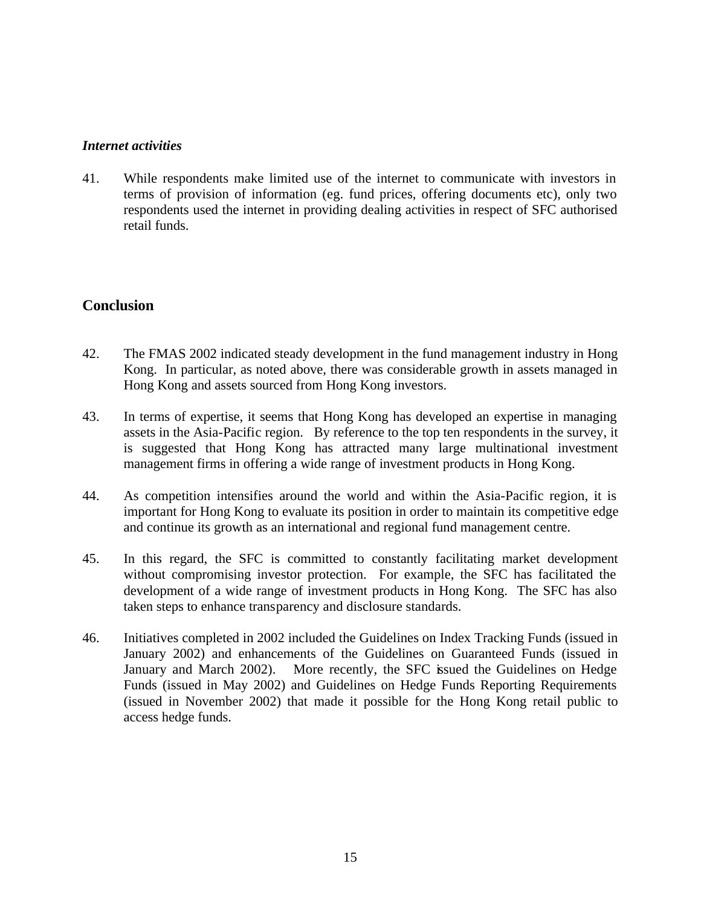*Internet activities*

41. While respondents make limited use of the internet to communicate with investors in terms of provision of information (eg. fund prices, offering documents etc), only two respondents used the internet in providing dealing activities in respect of SFC authorised retail funds.

## Conclusion

42. The FMAS 2002 indicated steady development in the fund management industry in Hong Kong. In particular, as noted above, there was considerable growth in assets managed in Hong Kong and assets sourced from Hong Kong investors.

43. In terms of expertise, it seems that Hong Kong has developed an expertise in managing assets in the Asia-Pacific region. By reference to the top ten respondents in the survey, it is suggested that Hong Kong has attracted many large multinational investment management firms in offering a wide range of investment products in Hong Kong.

44. As competition intensifies around the world and within the Asia-Pacific region, it is important for Hong Kong to evaluate its position in order to maintain its competitive edge and continue its growth as an international and regional fund management centre.

45. In this regard, the SFC is committed to constantly facilitating market development without compromising investor protection. For example, the SFC has facilitated the development of a wide range of investment products in Hong Kong. The SFC has also taken steps to enhance transparency and disclosure standards.

46. Initiatives completed in 2002 included the Guidelines on Index Tracking Funds (issued in January 2002) and enhancements of the Guidelines on Guaranteed Funds (issued in January and March 2002). More recently, the SFC issued the Guidelines on Hedge Funds (issued in May 2002) and Guidelines on Hedge Funds Reporting Requirements (issued in November 2002) that made it possible for the Hong Kong retail public to access hedge funds.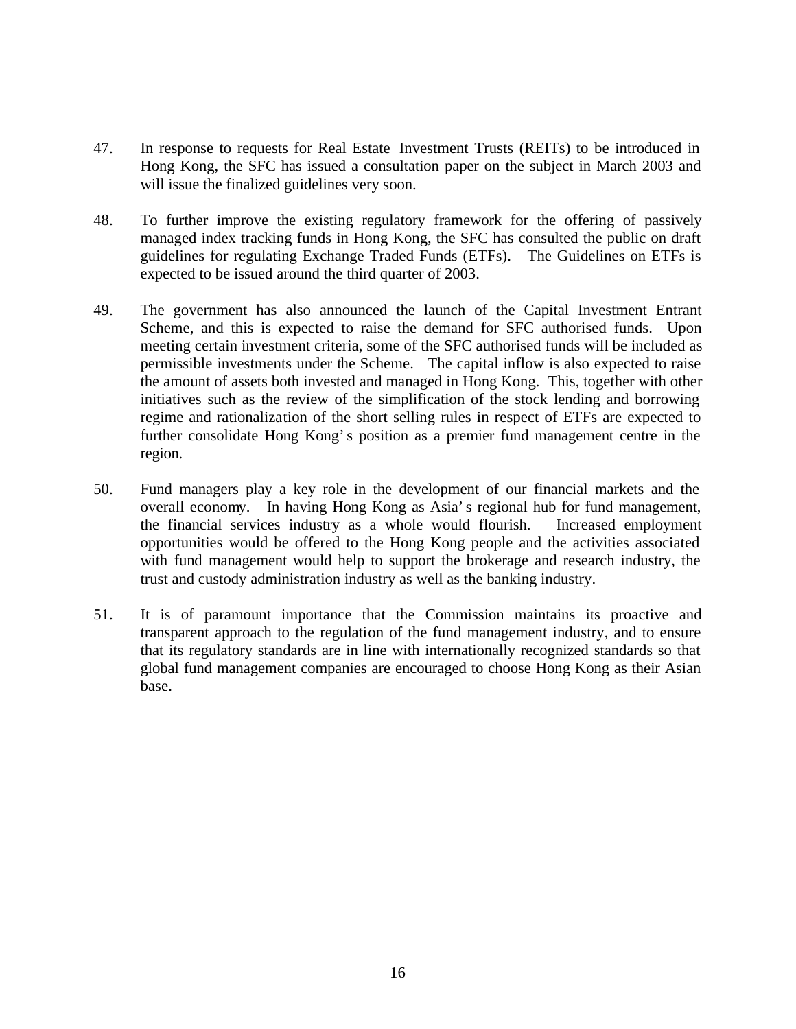47. In response to requests for Real Estate Investment Trusts (REITs) to be introduced in Hong Kong, the SFC has issued a consultation paper on the subject in March 2003 and will issue the finalized guidelines very soon.

48. To further improve the existing regulatory framework for the offering of passively managed index tracking funds in Hong Kong, the SFC has consulted the public on draft guidelines for regulating Exchange Traded Funds (ETFs). The Guidelines on ETFs is expected to be issued around the third quarter of 2003.

49. The government has also announced the launch of the Capital Investment Entrant Scheme, and this is expected to raise the demand for SFC authorised funds. Upon meeting certain investment criteria, some of the SFC authorised funds will be included as permissible investments under the Scheme. The capital inflow is also expected to raise the amount of assets both invested and managed in Hong Kong. This, together with other initiatives such as the review of the simplification of the stock lending and borrowing regime and rationalization of the short selling rules in respect of ETFs are expected to further consolidate Hong Kong's position as a premier fund management centre in the region.

50. Fund managers play a key role in the development of our financial markets and the overall economy. In having Hong Kong as Asia's regional hub for fund management, the financial services industry as a whole would flourish. Increased employment opportunities would be offered to the Hong Kong people and the activities associated with fund management would help to support the brokerage and research industry, the trust and custody administration industry as well as the banking industry.

51. It is of paramount importance that the Commission maintains its proactive and transparent approach to the regulation of the fund management industry, and to ensure that its regulatory standards are in line with internationally recognized standards so that global fund management companies are encouraged to choose Hong Kong as their Asian base.